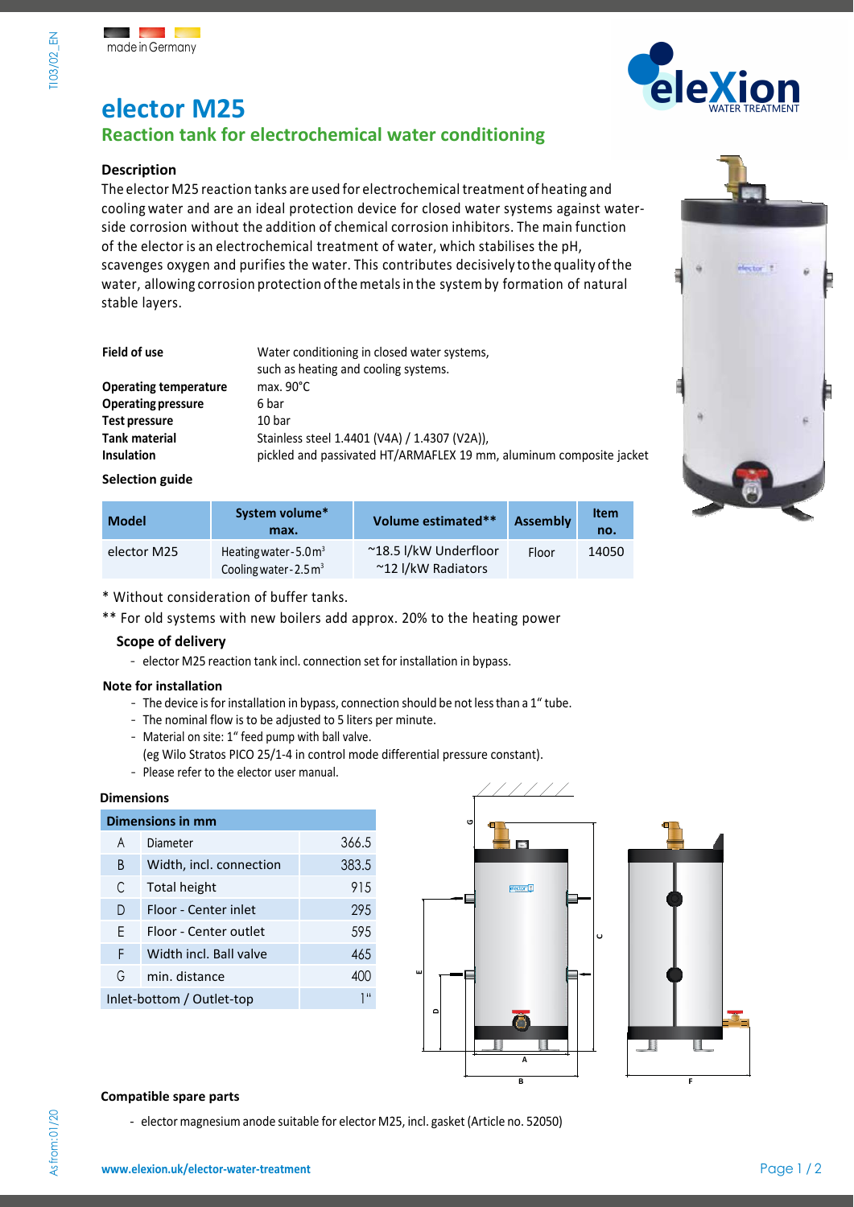made in Germany

# elector M25

## Reaction tank for electrochemical water conditioning

### Description

The elector M25 reaction tanks are used for electrochemical treatment of heating and cooling water and are an ideal protection device for closed water systems against water-side corrosion without the addition of chemical corrosion inhibitors. The main function of the elector is an electrochemical treatment of water, which stabilises the pH, scavenges oxygen and purifies the water. This contributes decisively to the quality of the water, allowing corrosion protection of the metals in the system by formation of natural stable layers.

| | |
|---|---|
| **Field of use** | Water conditioning in closed water systems, such as heating and cooling systems. |
| **Operating temperature** | max. 90°C |
| **Operating pressure** | 6 bar |
| **Test pressure** | 10 bar |
| **Tank material** | Stainless steel 1.4401 (V4A) / 1.4307 (V2A)), |
| **Insulation** | pickled and passivated HT/ARMAFLEX 19 mm, aluminum composite jacket |

### Selection guide

| Model | System volume* max. | Volume estimated** | Assembly | Item no. |
|---|---|---|---|---|
| elector M25 | Heating water - 5.0 $m^3$<br>Cooling water - 2.5 $m^3$ | ~18.5 l/kW Underfloor<br>~12 l/kW Radiators | Floor | 14050 |

\* Without consideration of buffer tanks.

\** For old systems with new boilers add approx. 20% to the heating power

### Scope of delivery

- elector M25 reaction tank incl. connection set for installation in bypass.

### Note for installation

- The device is for installation in bypass, connection should be not less than a 1" tube.
- The nominal flow is to be adjusted to 5 liters per minute.
- Material on site: 1" feed pump with ball valve.
  (eg Wilo Stratos PICO 25/1-4 in control mode differential pressure constant).
- Please refer to the elector user manual.

### Dimensions

| Dimensions in mm | | |
|---|---|---|
| A | Diameter | 366.5 |
| B | Width, incl. connection | 383.5 |
| C | Total height | 915 |
| D | Floor - Center inlet | 295 |
| E | Floor - Center outlet | 595 |
| F | Width incl. Ball valve | 465 |
| G | min. distance | 400 |
| Inlet-bottom / Outlet-top | | 1" |

### Compatible spare parts

- elector magnesium anode suitable for elector M25, incl. gasket (Article no. 52050)

www.elexion.uk/elector-water-treatment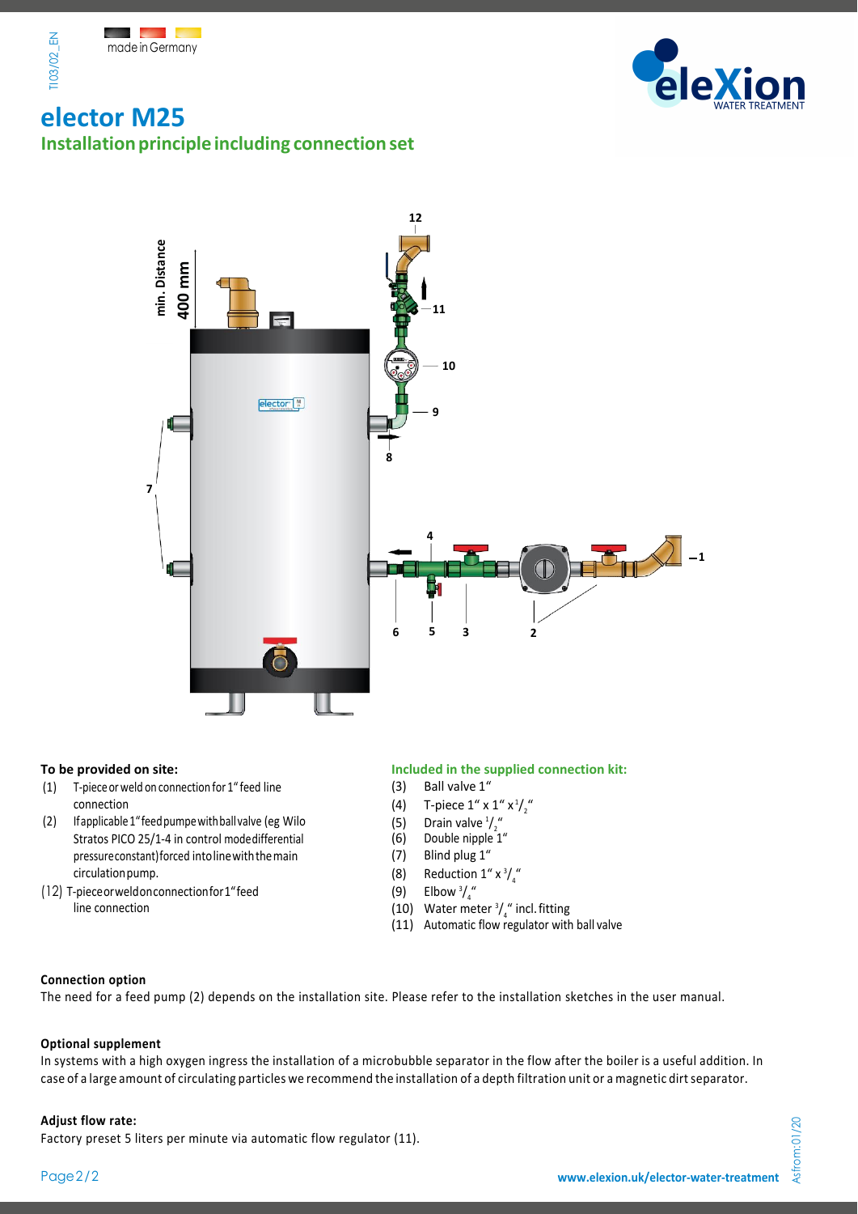# elector M25

## Installation principle including connection set

min. Distance 400 mm

12
11
10
9
8
7
4
1
6
5
3
2

**To be provided on site:**

(1) T-piece or weld on connection for 1" feed line connection

(2) If applicable 1" feed pump with ball valve (eg Wilo Stratos PICO 25/1-4 in control mode differential pressure constant) forced into line with the main circulation pump.

(12) T-piece or weld on connection for 1" feed line connection

**Included in the supplied connection kit:**

(3) Ball valve 1"

(4) T-piece 1" x 1" x $^1/_2$"

(5) Drain valve $^1/_2$"

(6) Double nipple 1"

(7) Blind plug 1"

(8) Reduction 1" x $^3/_4$"

(9) Elbow $^3/_4$"

(10) Water meter $^3/_4$" incl. fitting

(11) Automatic flow regulator with ball valve

**Connection option**

The need for a feed pump (2) depends on the installation site. Please refer to the installation sketches in the user manual.

**Optional supplement**

In systems with a high oxygen ingress the installation of a microbubble separator in the flow after the boiler is a useful addition. In case of a large amount of circulating particles we recommend the installation of a depth filtration unit or a magnetic dirt separator.

**Adjust flow rate:**

Factory preset 5 liters per minute via automatic flow regulator (11).

www.elexion.uk/elector-water-treatment